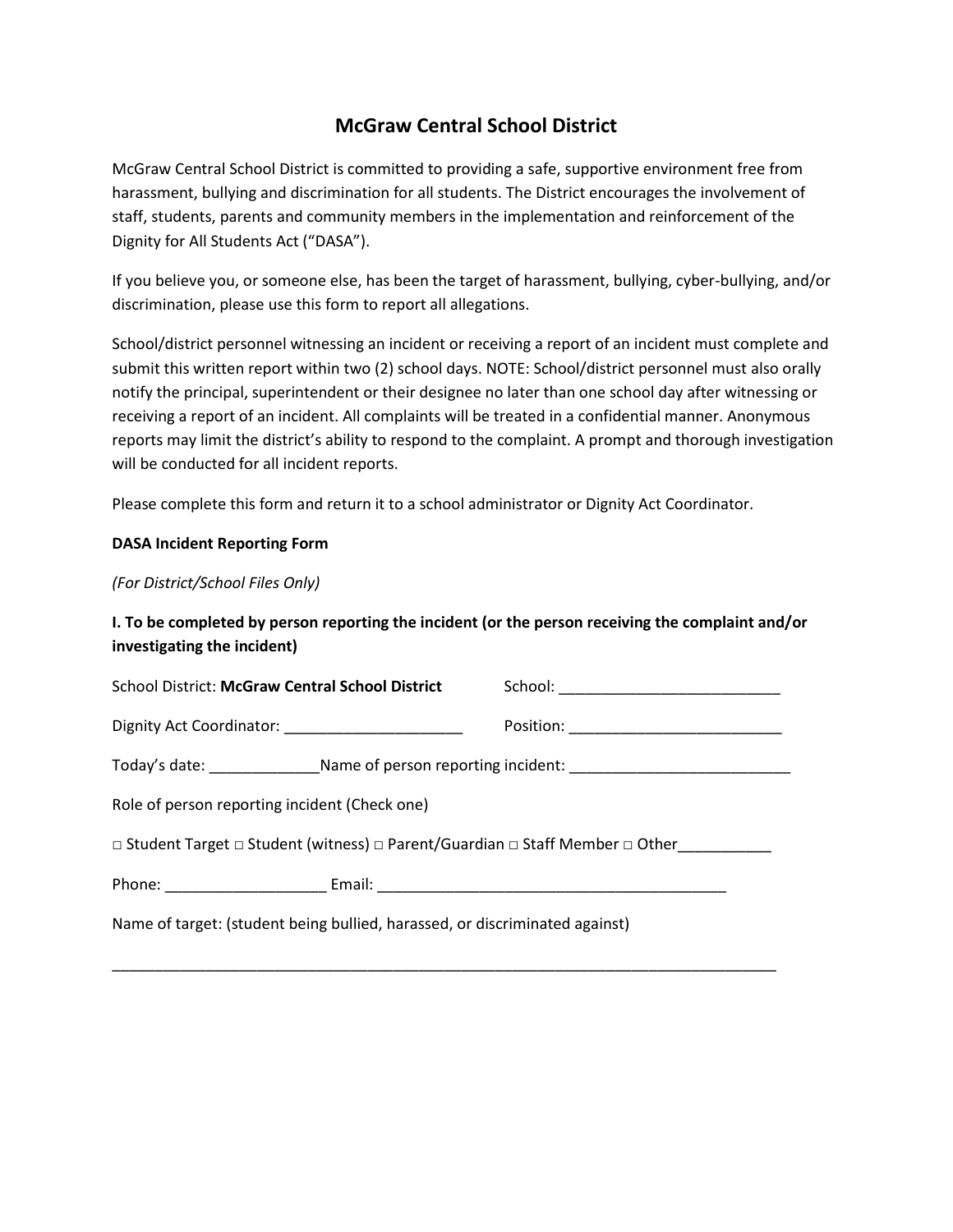# McGraw Central School District

McGraw Central School District is committed to providing a safe, supportive environment free from harassment, bullying and discrimination for all students. The District encourages the involvement of staff, students, parents and community members in the implementation and reinforcement of the Dignity for All Students Act ("DASA").

If you believe you, or someone else, has been the target of harassment, bullying, cyber-bullying, and/or discrimination, please use this form to report all allegations.

School/district personnel witnessing an incident or receiving a report of an incident must complete and submit this written report within two (2) school days. NOTE: School/district personnel must also orally notify the principal, superintendent or their designee no later than one school day after witnessing or receiving a report of an incident. All complaints will be treated in a confidential manner. Anonymous reports may limit the district's ability to respond to the complaint. A prompt and thorough investigation will be conducted for all incident reports.

Please complete this form and return it to a school administrator or Dignity Act Coordinator.

**DASA Incident Reporting Form**

*(For District/School Files Only)*

**I. To be completed by person reporting the incident (or the person receiving the complaint and/or investigating the incident)**

School District: **McGraw Central School District** School: ___________________________

Dignity Act Coordinator: ______________________ Position: __________________________

Today's date: _____________ Name of person reporting incident: __________________________

Role of person reporting incident (Check one)

□ Student Target □ Student (witness) □ Parent/Guardian □ Staff Member □ Other___________

Phone: ___________________ Email: __________________________________________

Name of target: (student being bullied, harassed, or discriminated against)

_________________________________________________________________________________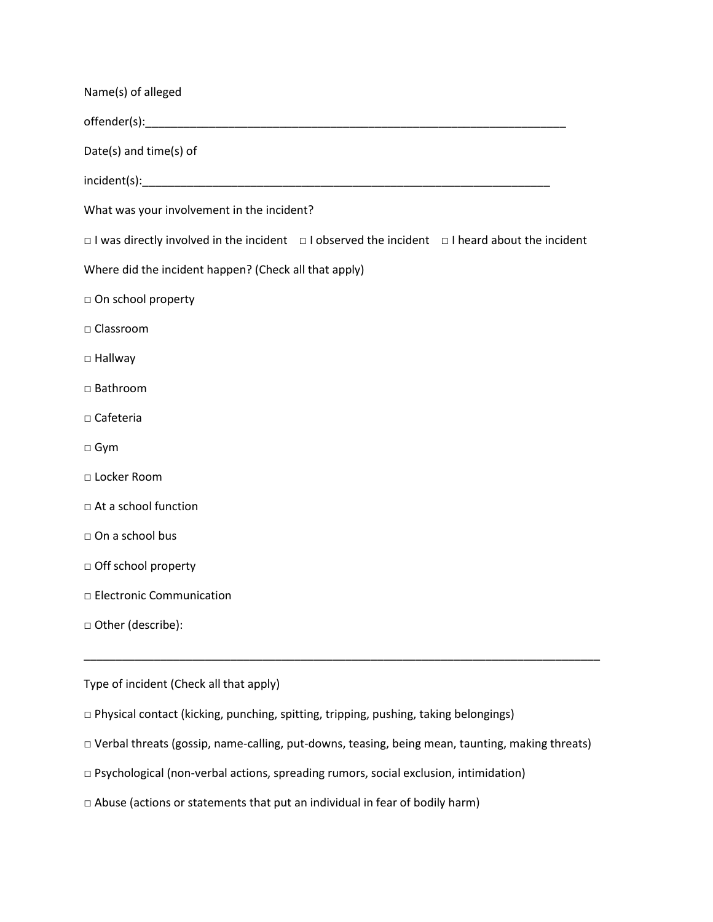Name(s) of alleged

offender(s):___________________________________________________________________

Date(s) and time(s) of

incident(s):___________________________________________________________________

What was your involvement in the incident?

□ I was directly involved in the incident  □ I observed the incident  □ I heard about the incident

Where did the incident happen? (Check all that apply)

□ On school property

□ Classroom

□ Hallway

□ Bathroom

□ Cafeteria

□ Gym

□ Locker Room

□ At a school function

□ On a school bus

□ Off school property

□ Electronic Communication

□ Other (describe):

_____________________________________________________________________________

Type of incident (Check all that apply)

□ Physical contact (kicking, punching, spitting, tripping, pushing, taking belongings)

□ Verbal threats (gossip, name-calling, put-downs, teasing, being mean, taunting, making threats)

□ Psychological (non-verbal actions, spreading rumors, social exclusion, intimidation)

□ Abuse (actions or statements that put an individual in fear of bodily harm)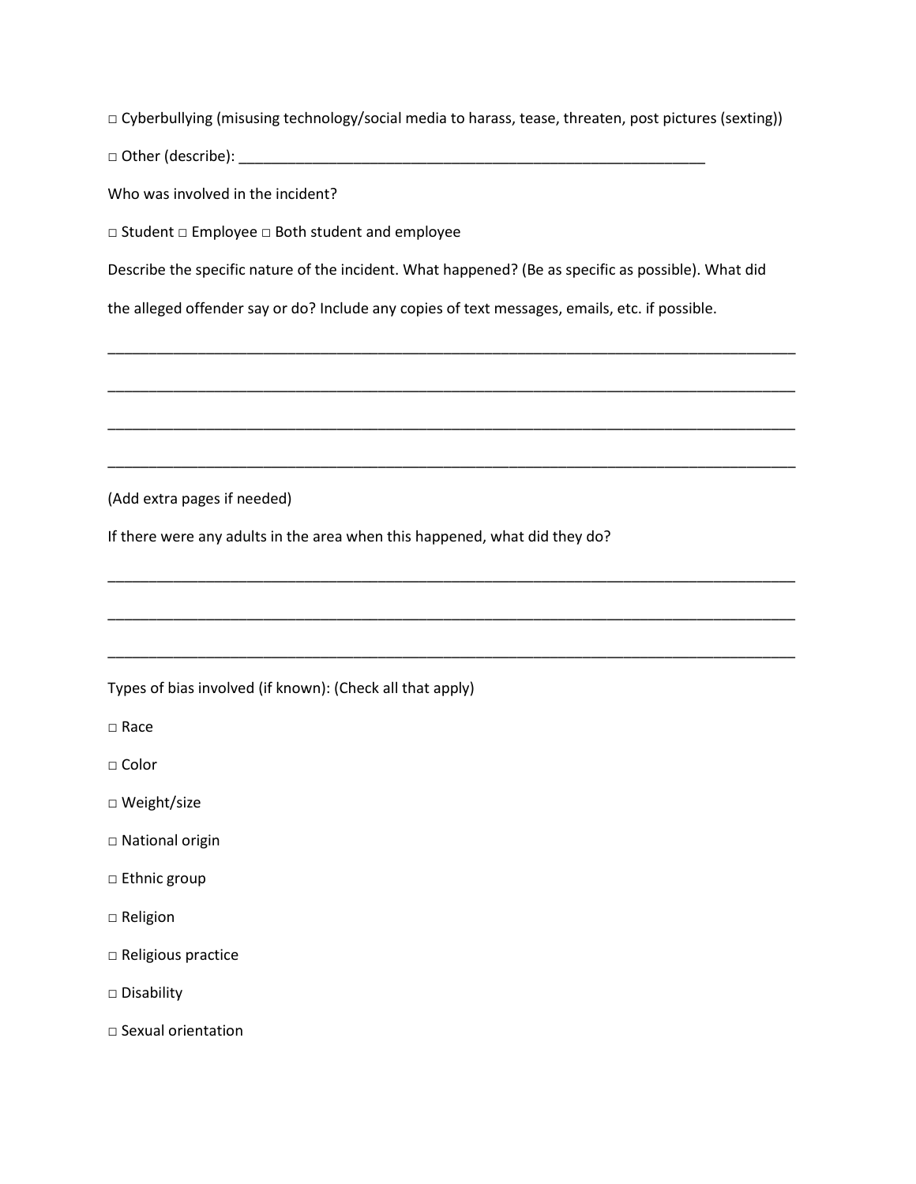□ Cyberbullying (misusing technology/social media to harass, tease, threaten, post pictures (sexting))

□ Other (describe): ___________________________________________________________

Who was involved in the incident?

□ Student □ Employee □ Both student and employee

Describe the specific nature of the incident. What happened? (Be as specific as possible). What did the alleged offender say or do? Include any copies of text messages, emails, etc. if possible.

_____________________________________________________________________________________

_____________________________________________________________________________________

_____________________________________________________________________________________

_____________________________________________________________________________________

(Add extra pages if needed)

If there were any adults in the area when this happened, what did they do?

_____________________________________________________________________________________

_____________________________________________________________________________________

_____________________________________________________________________________________

Types of bias involved (if known): (Check all that apply)

□ Race

□ Color

□ Weight/size

□ National origin

□ Ethnic group

□ Religion

□ Religious practice

□ Disability

□ Sexual orientation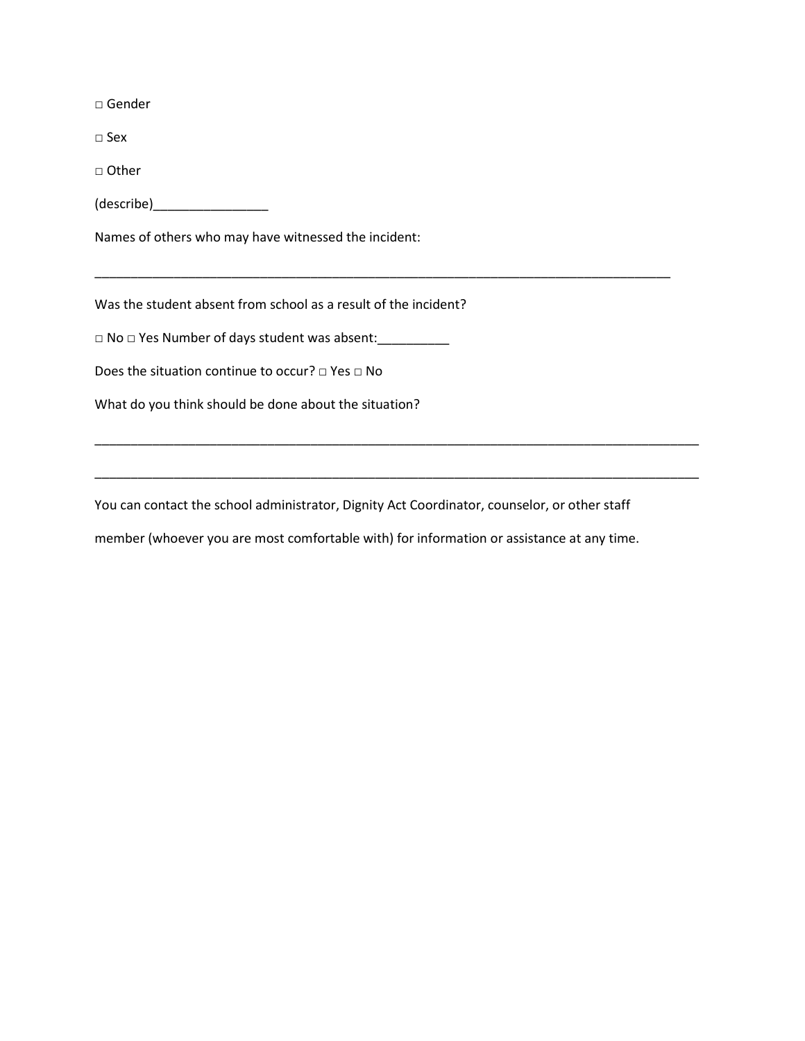□ Gender

□ Sex

□ Other

(describe)________________

Names of others who may have witnessed the incident:

____________________________________________________________________________________

Was the student absent from school as a result of the incident?

□ No □ Yes Number of days student was absent:__________

Does the situation continue to occur? □ Yes □ No

What do you think should be done about the situation?

________________________________________________________________________________________

________________________________________________________________________________________

You can contact the school administrator, Dignity Act Coordinator, counselor, or other staff member (whoever you are most comfortable with) for information or assistance at any time.